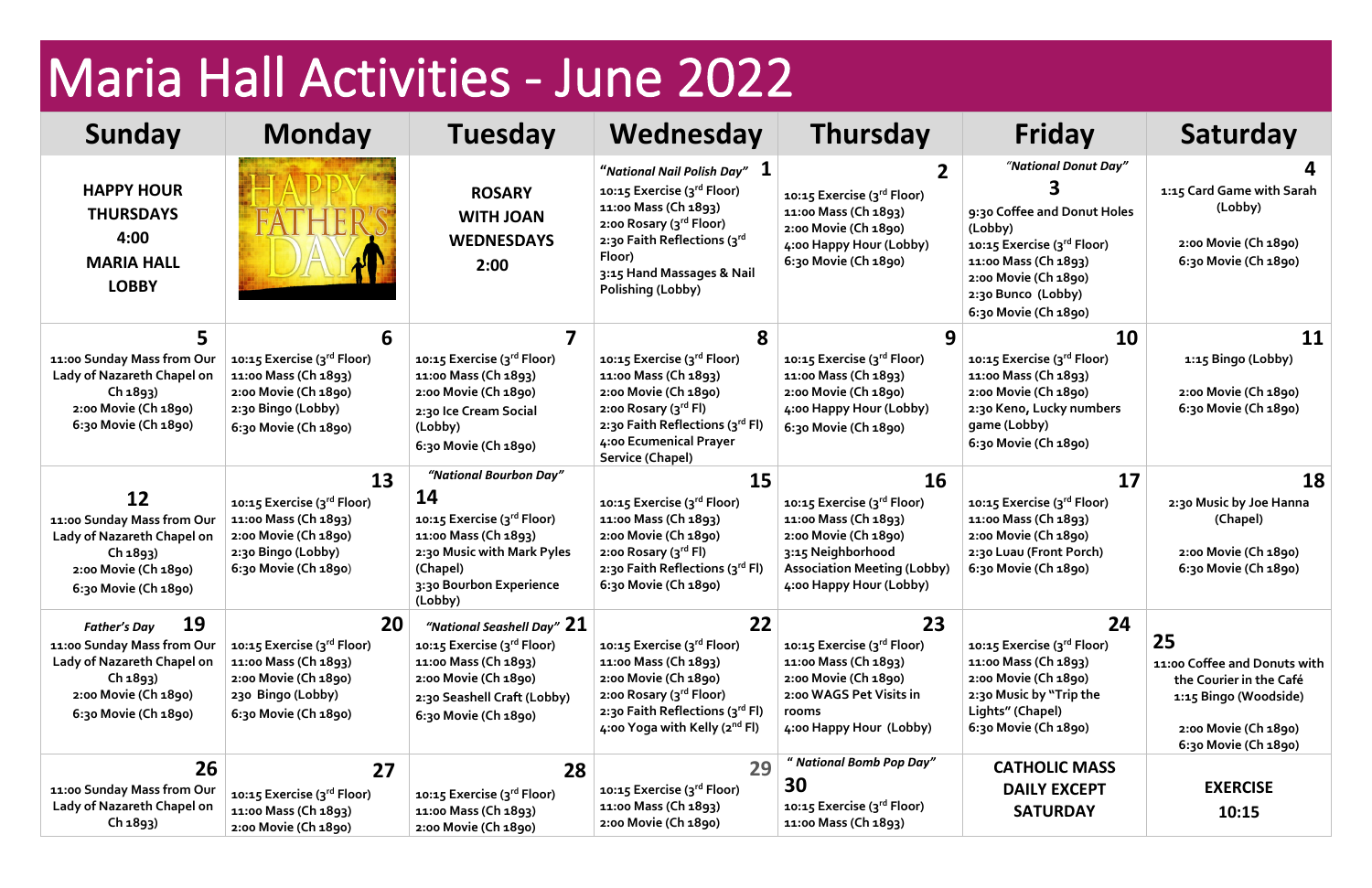# Maria Hall Activities - June 2022

| Sunday | Monday | Tuesday | Wednesday | Thursday | Friday | Saturday |
|---|---|---|---|---|---|---|
| **HAPPY HOUR THURSDAYS 4:00 MARIA HALL LOBBY** | HAPPY FATHER'S DAY | **ROSARY WITH JOAN WEDNESDAYS 2:00** | *"National Nail Polish Day"* **1**<br>10:15 Exercise (3rd Floor)<br>11:00 Mass (Ch 1893)<br>2:00 Rosary (3rd Floor)<br>2:30 Faith Reflections (3rd Floor)<br>3:15 Hand Massages & Nail Polishing (Lobby) | **2**<br>10:15 Exercise (3rd Floor)<br>11:00 Mass (Ch 1893)<br>2:00 Movie (Ch 1890)<br>4:00 Happy Hour (Lobby)<br>6:30 Movie (Ch 1890) | *"National Donut Day"* **3**<br>9:30 Coffee and Donut Holes (Lobby)<br>10:15 Exercise (3rd Floor)<br>11:00 Mass (Ch 1893)<br>2:00 Movie (Ch 1890)<br>2:30 Bunco (Lobby)<br>6:30 Movie (Ch 1890) | **4**<br>1:15 Card Game with Sarah (Lobby)<br>2:00 Movie (Ch 1890)<br>6:30 Movie (Ch 1890) |
| **5**<br>11:00 Sunday Mass from Our Lady of Nazareth Chapel on Ch 1893)<br>2:00 Movie (Ch 1890)<br>6:30 Movie (Ch 1890) | **6**<br>10:15 Exercise (3rd Floor)<br>11:00 Mass (Ch 1893)<br>2:00 Movie (Ch 1890)<br>2:30 Bingo (Lobby)<br>6:30 Movie (Ch 1890) | **7**<br>10:15 Exercise (3rd Floor)<br>11:00 Mass (Ch 1893)<br>2:00 Movie (Ch 1890)<br>2:30 Ice Cream Social (Lobby)<br>6:30 Movie (Ch 1890) | **8**<br>10:15 Exercise (3rd Floor)<br>11:00 Mass (Ch 1893)<br>2:00 Movie (Ch 1890)<br>2:00 Rosary (3rd Fl)<br>2:30 Faith Reflections (3rd Fl)<br>4:00 Ecumenical Prayer Service (Chapel) | **9**<br>10:15 Exercise (3rd Floor)<br>11:00 Mass (Ch 1893)<br>2:00 Movie (Ch 1890)<br>4:00 Happy Hour (Lobby)<br>6:30 Movie (Ch 1890) | **10**<br>10:15 Exercise (3rd Floor)<br>11:00 Mass (Ch 1893)<br>2:00 Movie (Ch 1890)<br>2:30 Keno, Lucky numbers game (Lobby)<br>6:30 Movie (Ch 1890) | **11**<br>1:15 Bingo (Lobby)<br>2:00 Movie (Ch 1890)<br>6:30 Movie (Ch 1890) |
| **12**<br>11:00 Sunday Mass from Our Lady of Nazareth Chapel on Ch 1893)<br>2:00 Movie (Ch 1890)<br>6:30 Movie (Ch 1890) | **13**<br>10:15 Exercise (3rd Floor)<br>11:00 Mass (Ch 1893)<br>2:00 Movie (Ch 1890)<br>2:30 Bingo (Lobby)<br>6:30 Movie (Ch 1890) | *"National Bourbon Day"* **14**<br>10:15 Exercise (3rd Floor)<br>11:00 Mass (Ch 1893)<br>2:30 Music with Mark Pyles (Chapel)<br>3:30 Bourbon Experience (Lobby) | **15**<br>10:15 Exercise (3rd Floor)<br>11:00 Mass (Ch 1893)<br>2:00 Movie (Ch 1890)<br>2:00 Rosary (3rd Fl)<br>2:30 Faith Reflections (3rd Fl)<br>6:30 Movie (Ch 1890) | **16**<br>10:15 Exercise (3rd Floor)<br>11:00 Mass (Ch 1893)<br>2:00 Movie (Ch 1890)<br>3:15 Neighborhood Association Meeting (Lobby)<br>4:00 Happy Hour (Lobby) | **17**<br>10:15 Exercise (3rd Floor)<br>11:00 Mass (Ch 1893)<br>2:00 Movie (Ch 1890)<br>2:30 Luau (Front Porch)<br>6:30 Movie (Ch 1890) | **18**<br>2:30 Music by Joe Hanna (Chapel)<br>2:00 Movie (Ch 1890)<br>6:30 Movie (Ch 1890) |
| *Father's Day* **19**<br>11:00 Sunday Mass from Our Lady of Nazareth Chapel on Ch 1893)<br>2:00 Movie (Ch 1890)<br>6:30 Movie (Ch 1890) | **20**<br>10:15 Exercise (3rd Floor)<br>11:00 Mass (Ch 1893)<br>2:00 Movie (Ch 1890)<br>230 Bingo (Lobby)<br>6:30 Movie (Ch 1890) | *"National Seashell Day"* **21**<br>10:15 Exercise (3rd Floor)<br>11:00 Mass (Ch 1893)<br>2:00 Movie (Ch 1890)<br>2:30 Seashell Craft (Lobby)<br>6:30 Movie (Ch 1890) | **22**<br>10:15 Exercise (3rd Floor)<br>11:00 Mass (Ch 1893)<br>2:00 Movie (Ch 1890)<br>2:00 Rosary (3rd Floor)<br>2:30 Faith Reflections (3rd Fl)<br>4:00 Yoga with Kelly (2nd Fl) | **23**<br>10:15 Exercise (3rd Floor)<br>11:00 Mass (Ch 1893)<br>2:00 Movie (Ch 1890)<br>2:00 WAGS Pet Visits in rooms<br>4:00 Happy Hour (Lobby) | **24**<br>10:15 Exercise (3rd Floor)<br>11:00 Mass (Ch 1893)<br>2:00 Movie (Ch 1890)<br>2:30 Music by "Trip the Lights" (Chapel)<br>6:30 Movie (Ch 1890) | **25**<br>11:00 Coffee and Donuts with the Courier in the Café<br>1:15 Bingo (Woodside)<br>2:00 Movie (Ch 1890)<br>6:30 Movie (Ch 1890) |
| **26**<br>11:00 Sunday Mass from Our Lady of Nazareth Chapel on Ch 1893) | **27**<br>10:15 Exercise (3rd Floor)<br>11:00 Mass (Ch 1893)<br>2:00 Movie (Ch 1890) | **28**<br>10:15 Exercise (3rd Floor)<br>11:00 Mass (Ch 1893)<br>2:00 Movie (Ch 1890) | **29**<br>10:15 Exercise (3rd Floor)<br>11:00 Mass (Ch 1893)<br>2:00 Movie (Ch 1890) | *" National Bomb Pop Day"* **30**<br>10:15 Exercise (3rd Floor)<br>11:00 Mass (Ch 1893) | **CATHOLIC MASS DAILY EXCEPT SATURDAY** | **EXERCISE 10:15** |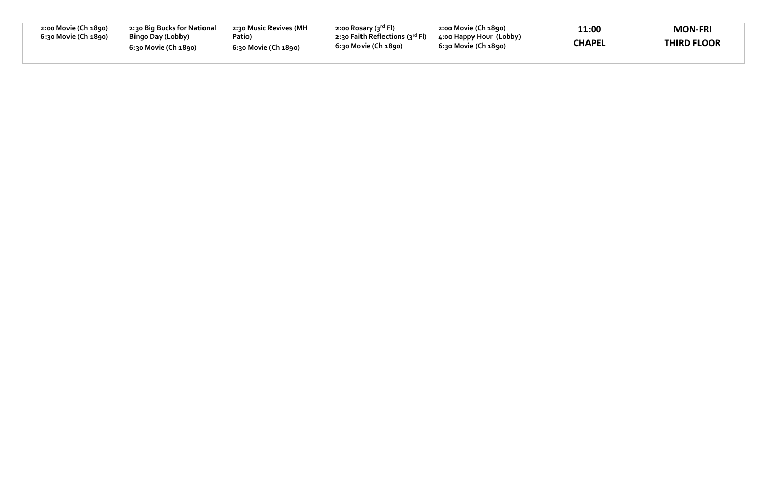| | | | | | | |
|---|---|---|---|---|---|---|
| 2:00 Movie (Ch 1890)<br>6:30 Movie (Ch 1890) | 2:30 Big Bucks for National Bingo Day (Lobby)<br>6:30 Movie (Ch 1890) | 2:30 Music Revives (MH Patio)<br>6:30 Movie (Ch 1890) | 2:00 Rosary (3rd Fl)<br>2:30 Faith Reflections (3rd Fl)<br>6:30 Movie (Ch 1890) | 2:00 Movie (Ch 1890)<br>4:00 Happy Hour (Lobby)<br>6:30 Movie (Ch 1890) | **11:00**<br>**CHAPEL** | **MON-FRI**<br>**THIRD FLOOR** |